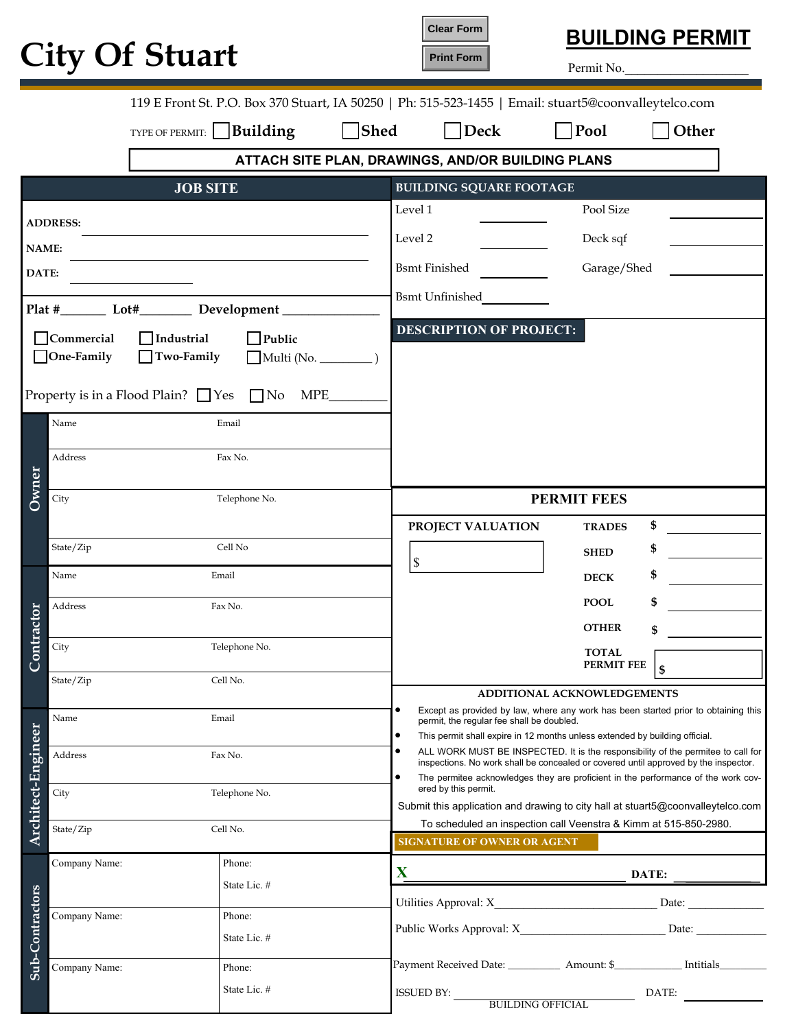# City Of Stuart

Clear Form

Print Form

## BUILDING PERMIT

Permit No.__________________

119 E Front St. P.O. Box 370 Stuart, IA 50250 | Ph: 515-523-1455 | Email: stuart5@coonvalleytelco.com

TYPE OF PERMIT: ☐ Building ☐ Shed ☐ Deck ☐ Pool ☐ Other

**ATTACH SITE PLAN, DRAWINGS, AND/OR BUILDING PLANS**

### JOB SITE

**ADDRESS:** ______________________________

**NAME:** ______________________________

**DATE:** ______________

**Plat #**______ **Lot#**_______ **Development** ______________

☐ Commercial ☐ Industrial ☐ Public

☐ One-Family ☐ Two-Family ☐ Multi (No. ________ )

Property is in a Flood Plain? ☐ Yes ☐ No MPE_________

### BUILDING SQUARE FOOTAGE

| | | | |
|---|---|---|---|
| Level 1 | ________ | Pool Size | ________ |
| Level 2 | ________ | Deck sqf | ________ |
| Bsmt Finished | ________ | Garage/Shed | ________ |
| Bsmt Unfinished | ________ | | |

### DESCRIPTION OF PROJECT:

### Owner

| | |
|---|---|
| Name | Email |
| Address | Fax No. |
| City | Telephone No. |
| State/Zip | Cell No |

### Contractor

| | |
|---|---|
| Name | Email |
| Address | Fax No. |
| City | Telephone No. |
| State/Zip | Cell No. |

### Architect-Engineer

| | |
|---|---|
| Name | Email |
| Address | Fax No. |
| City | Telephone No. |
| State/Zip | Cell No. |

### Sub-Contractors

| | |
|---|---|
| Company Name: | Phone: |
| | State Lic. # |
| Company Name: | Phone: |
| | State Lic. # |
| Company Name: | Phone: |
| | State Lic. # |

### PERMIT FEES

**PROJECT VALUATION** $ __________

| | |
|---|---|
| **TRADES** | $ ________ |
| **SHED** | $ ________ |
| **DECK** | $ ________ |
| **POOL** | $ ________ |
| **OTHER** | $ ________ |
| **TOTAL PERMIT FEE** | $ ________ |

### ADDITIONAL ACKNOWLEDGEMENTS

- Except as provided by law, where any work has been started prior to obtaining this permit, the regular fee shall be doubled.
- This permit shall expire in 12 months unless extended by building official.
- ALL WORK MUST BE INSPECTED. It is the responsibility of the permitee to call for inspections. No work shall be concealed or covered until approved by the inspector.
- The permitee acknowledges they are proficient in the performance of the work covered by this permit.

Submit this application and drawing to city hall at stuart5@coonvalleytelco.com

To scheduled an inspection call Veenstra & Kimm at 515-850-2980.

**SIGNATURE OF OWNER OR AGENT**

X ______________________________ **DATE:** ____________

Utilities Approval: X__________________________ Date: ____________

Public Works Approval: X_______________________ Date: ____________

Payment Received Date: _________ Amount: $____________ Intitials________

ISSUED BY: ______________________________ DATE: ____________
BUILDING OFFICIAL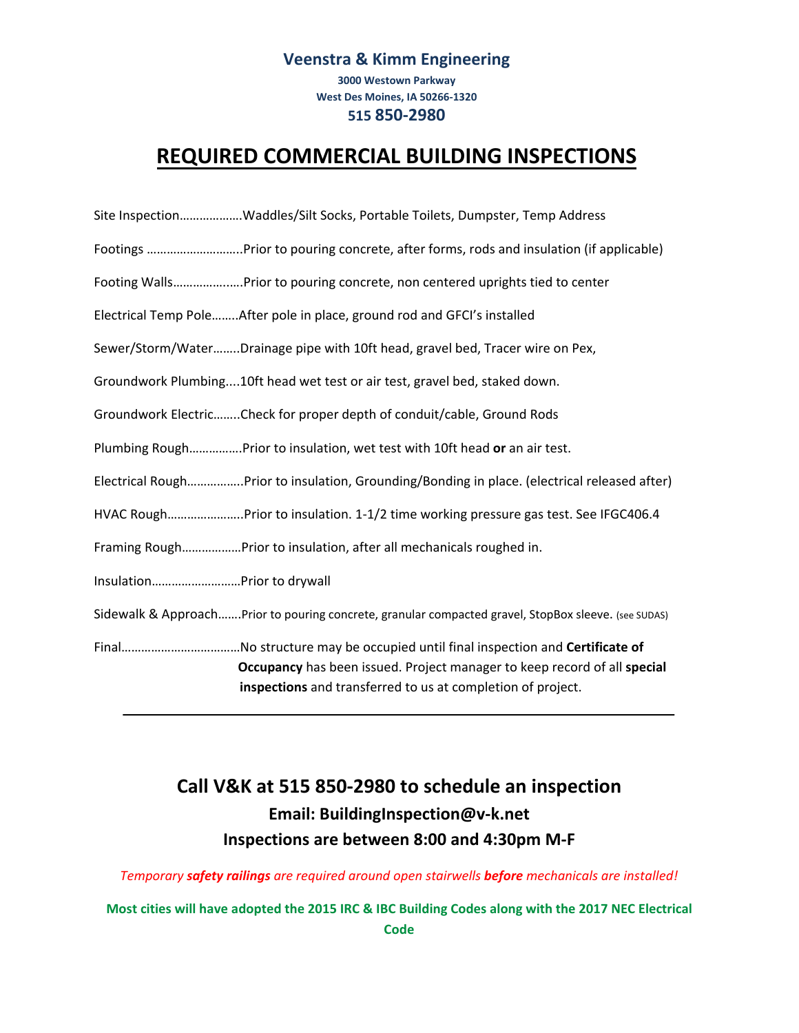**Veenstra & Kimm Engineering**

**3000 Westown Parkway**

**West Des Moines, IA 50266-1320**

**515 850-2980**

# REQUIRED COMMERCIAL BUILDING INSPECTIONS

Site Inspection……………….Waddles/Silt Socks, Portable Toilets, Dumpster, Temp Address

Footings ………………………..Prior to pouring concrete, after forms, rods and insulation (if applicable)

Footing Walls………………...Prior to pouring concrete, non centered uprights tied to center

Electrical Temp Pole……..After pole in place, ground rod and GFCI's installed

Sewer/Storm/Water……..Drainage pipe with 10ft head, gravel bed, Tracer wire on Pex,

Groundwork Plumbing....10ft head wet test or air test, gravel bed, staked down.

Groundwork Electric……..Check for proper depth of conduit/cable, Ground Rods

Plumbing Rough…………….Prior to insulation, wet test with 10ft head **or** an air test.

Electrical Rough……………..Prior to insulation, Grounding/Bonding in place. (electrical released after)

HVAC Rough…………………..Prior to insulation. 1-1/2 time working pressure gas test. See IFGC406.4

Framing Rough………………Prior to insulation, after all mechanicals roughed in.

Insulation………………………Prior to drywall

Sidewalk & Approach…….Prior to pouring concrete, granular compacted gravel, StopBox sleeve. (see SUDAS)

Final………………………………No structure may be occupied until final inspection and **Certificate of Occupancy** has been issued. Project manager to keep record of all **special inspections** and transferred to us at completion of project.

---

## Call V&K at 515 850-2980 to schedule an inspection

### Email: BuildingInspection@v-k.net

### Inspections are between 8:00 and 4:30pm M-F

*Temporary **safety railings** are required around open stairwells **before** mechanicals are installed!*

**Most cities will have adopted the 2015 IRC & IBC Building Codes along with the 2017 NEC Electrical Code**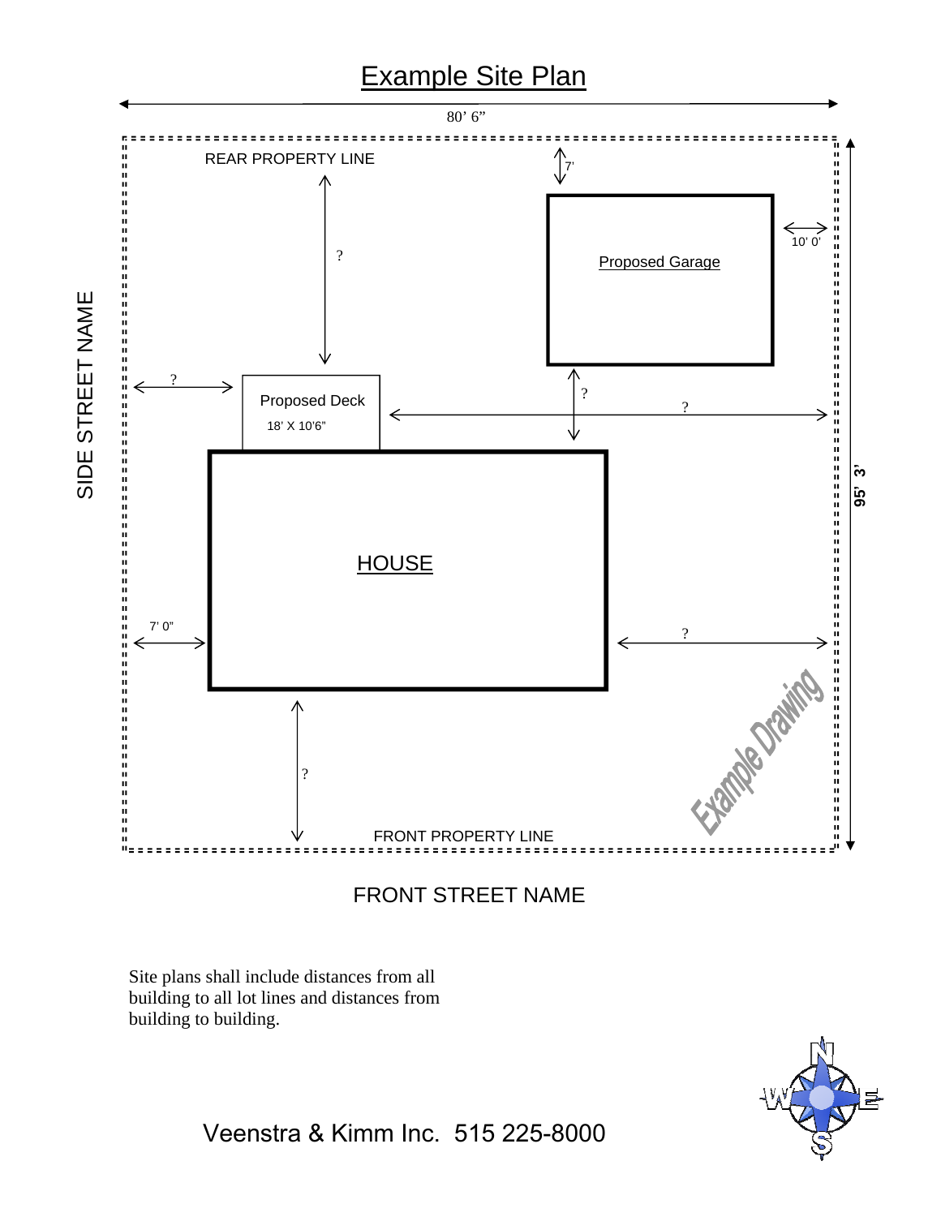# Example Site Plan

80' 6"

REAR PROPERTY LINE

7'

10' 0'

?

Proposed Garage

?

?

Proposed Deck

18' X 10'6"

?

SIDE STREET NAME

95' 3'

HOUSE

7' 0"

?

Example Drawing

?

FRONT PROPERTY LINE

FRONT STREET NAME

Site plans shall include distances from all building to all lot lines and distances from building to building.

Veenstra & Kimm Inc. 515 225-8000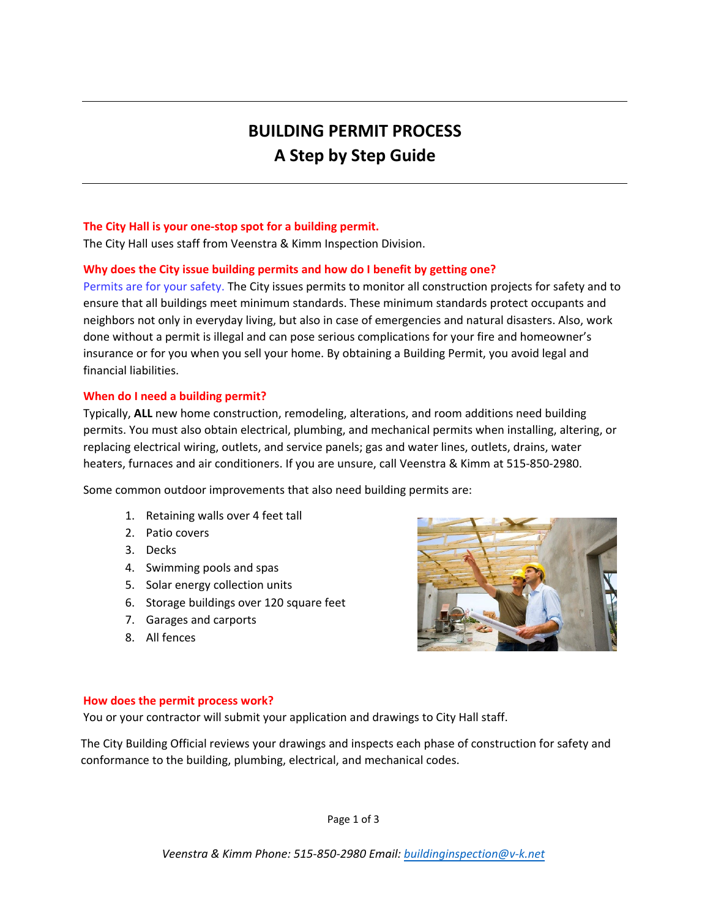# BUILDING PERMIT PROCESS
## A Step by Step Guide

### The City Hall is your one-stop spot for a building permit.

The City Hall uses staff from Veenstra & Kimm Inspection Division.

### Why does the City issue building permits and how do I benefit by getting one?

Permits are for your safety. The City issues permits to monitor all construction projects for safety and to ensure that all buildings meet minimum standards. These minimum standards protect occupants and neighbors not only in everyday living, but also in case of emergencies and natural disasters. Also, work done without a permit is illegal and can pose serious complications for your fire and homeowner's insurance or for you when you sell your home. By obtaining a Building Permit, you avoid legal and financial liabilities.

### When do I need a building permit?

Typically, **ALL** new home construction, remodeling, alterations, and room additions need building permits. You must also obtain electrical, plumbing, and mechanical permits when installing, altering, or replacing electrical wiring, outlets, and service panels; gas and water lines, outlets, drains, water heaters, furnaces and air conditioners. If you are unsure, call Veenstra & Kimm at 515-850-2980.

Some common outdoor improvements that also need building permits are:

1. Retaining walls over 4 feet tall
2. Patio covers
3. Decks
4. Swimming pools and spas
5. Solar energy collection units
6. Storage buildings over 120 square feet
7. Garages and carports
8. All fences

### How does the permit process work?

You or your contractor will submit your application and drawings to City Hall staff.

The City Building Official reviews your drawings and inspects each phase of construction for safety and conformance to the building, plumbing, electrical, and mechanical codes.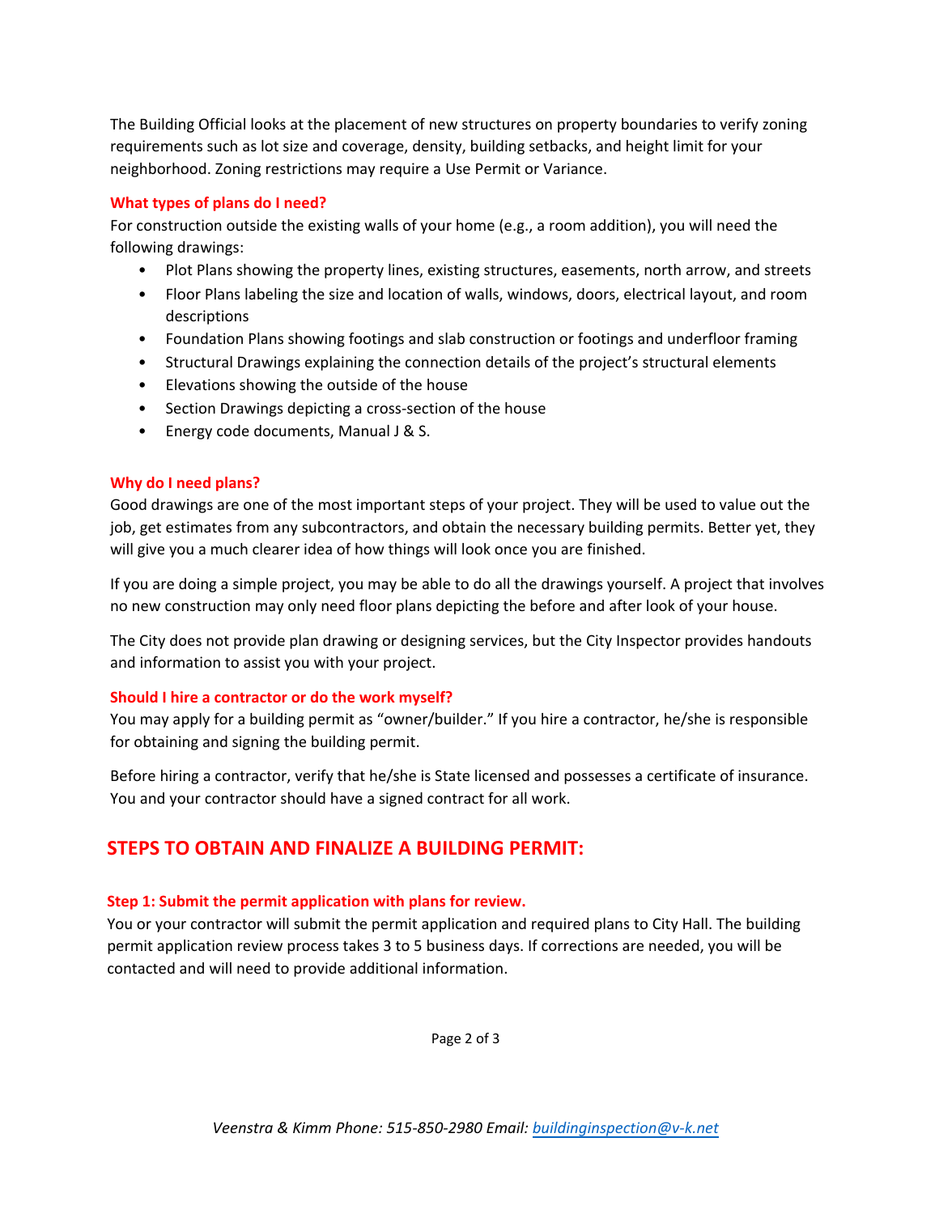The Building Official looks at the placement of new structures on property boundaries to verify zoning requirements such as lot size and coverage, density, building setbacks, and height limit for your neighborhood. Zoning restrictions may require a Use Permit or Variance.

### What types of plans do I need?

For construction outside the existing walls of your home (e.g., a room addition), you will need the following drawings:

- Plot Plans showing the property lines, existing structures, easements, north arrow, and streets
- Floor Plans labeling the size and location of walls, windows, doors, electrical layout, and room descriptions
- Foundation Plans showing footings and slab construction or footings and underfloor framing
- Structural Drawings explaining the connection details of the project's structural elements
- Elevations showing the outside of the house
- Section Drawings depicting a cross-section of the house
- Energy code documents, Manual J & S.

### Why do I need plans?

Good drawings are one of the most important steps of your project. They will be used to value out the job, get estimates from any subcontractors, and obtain the necessary building permits. Better yet, they will give you a much clearer idea of how things will look once you are finished.

If you are doing a simple project, you may be able to do all the drawings yourself. A project that involves no new construction may only need floor plans depicting the before and after look of your house.

The City does not provide plan drawing or designing services, but the City Inspector provides handouts and information to assist you with your project.

### Should I hire a contractor or do the work myself?

You may apply for a building permit as "owner/builder." If you hire a contractor, he/she is responsible for obtaining and signing the building permit.

Before hiring a contractor, verify that he/she is State licensed and possesses a certificate of insurance. You and your contractor should have a signed contract for all work.

## STEPS TO OBTAIN AND FINALIZE A BUILDING PERMIT:

### Step 1: Submit the permit application with plans for review.

You or your contractor will submit the permit application and required plans to City Hall. The building permit application review process takes 3 to 5 business days. If corrections are needed, you will be contacted and will need to provide additional information.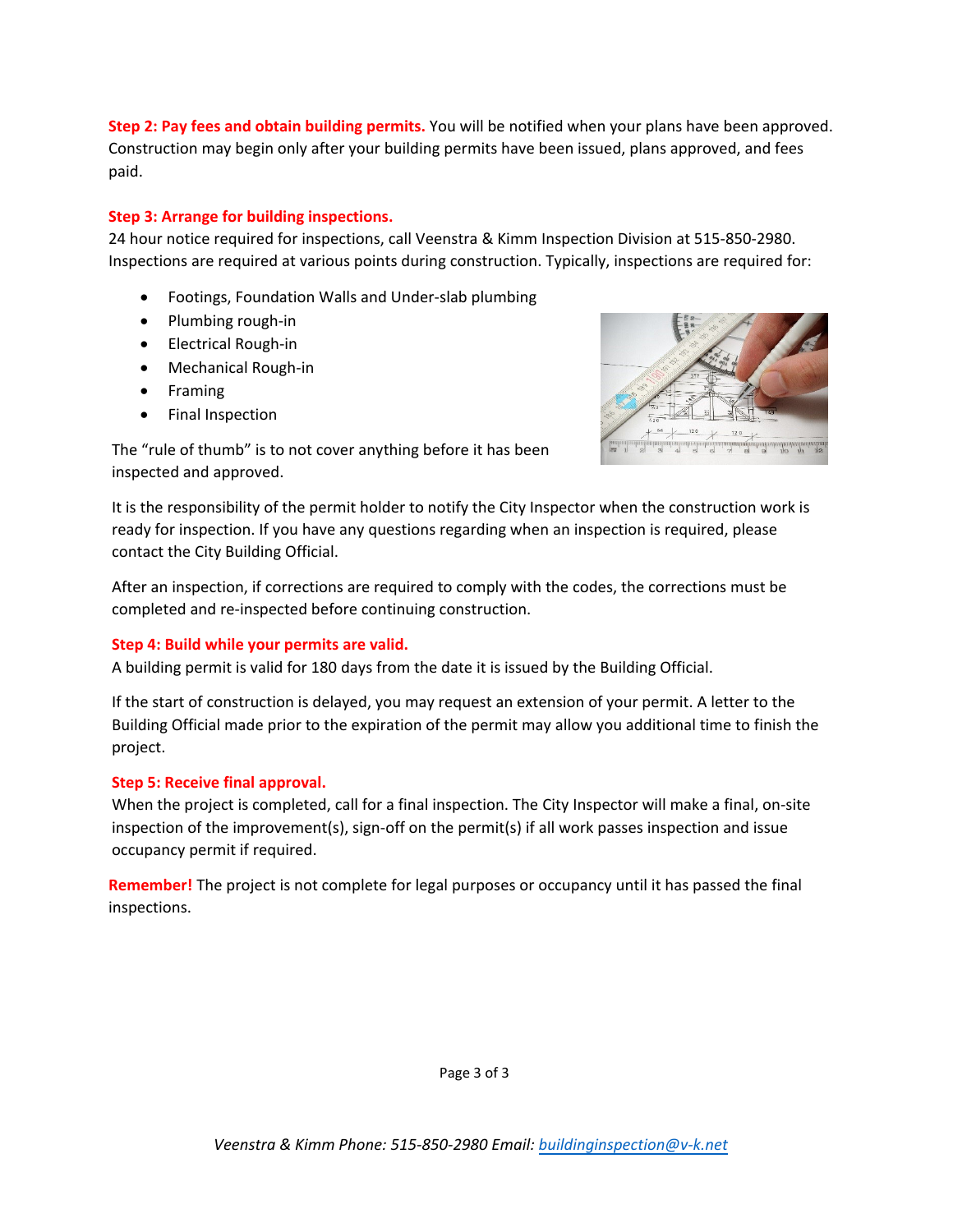**Step 2: Pay fees and obtain building permits.** You will be notified when your plans have been approved. Construction may begin only after your building permits have been issued, plans approved, and fees paid.

**Step 3: Arrange for building inspections.**

24 hour notice required for inspections, call Veenstra & Kimm Inspection Division at 515-850-2980. Inspections are required at various points during construction. Typically, inspections are required for:

- Footings, Foundation Walls and Under-slab plumbing
- Plumbing rough-in
- Electrical Rough-in
- Mechanical Rough-in
- Framing
- Final Inspection

The "rule of thumb" is to not cover anything before it has been inspected and approved.

It is the responsibility of the permit holder to notify the City Inspector when the construction work is ready for inspection. If you have any questions regarding when an inspection is required, please contact the City Building Official.

After an inspection, if corrections are required to comply with the codes, the corrections must be completed and re-inspected before continuing construction.

**Step 4: Build while your permits are valid.**

A building permit is valid for 180 days from the date it is issued by the Building Official.

If the start of construction is delayed, you may request an extension of your permit. A letter to the Building Official made prior to the expiration of the permit may allow you additional time to finish the project.

**Step 5: Receive final approval.**

When the project is completed, call for a final inspection. The City Inspector will make a final, on-site inspection of the improvement(s), sign-off on the permit(s) if all work passes inspection and issue occupancy permit if required.

**Remember!** The project is not complete for legal purposes or occupancy until it has passed the final inspections.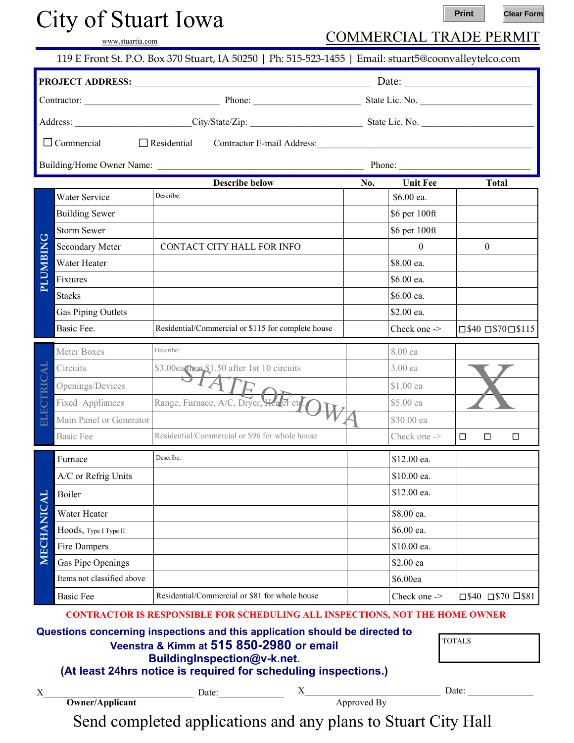# City of Stuart Iowa

www.stuartia.com

## COMMERCIAL TRADE PERMIT

119 E Front St. P.O. Box 370 Stuart, IA 50250 | Ph: 515-523-1455 | Email: stuart5@coonvalleytelco.com

**PROJECT ADDRESS:** ______________________________ Date: ______________

Contractor: ______________________ Phone: ________________ State Lic. No. ________________

Address: ____________________ City/State/Zip: ____________________ State Lic. No. ________________

☐ Commercial ☐ Residential Contractor E-mail Address: ______________________________

Building/Home Owner Name: ______________________________ Phone: ______________________

| | | Describe below | No. | Unit Fee | Total |
|---|---|---|---|---|---|
| PLUMBING | Water Service | Describe: | | $6.00 ea. | |
| | Building Sewer | | | $6 per 100ft | |
| | Storm Sewer | | | $6 per 100ft | |
| | Secondary Meter | CONTACT CITY HALL FOR INFO | | 0 | 0 |
| | Water Heater | | | $8.00 ea. | |
| | Fixtures | | | $6.00 ea. | |
| | Stacks | | | $6.00 ea. | |
| | Gas Piping Outlets | | | $2.00 ea. | |
| | Basic Fee. | Residential/Commercial or $115 for complete house | | Check one -> | ☐$40 ☐$70 ☐$115 |
| ELECTRICAL | Meter Boxes | Describe: | | 8.00 ea | X |
| | Circuits | $3.00each then $1.50 after 1st 10 circuits | | 3.00 ea | |
| | Openings/Devices | | | $1.00 ea | |
| | Fixed Appliances | Range, Furnace, A/C, Dryer, Heater etc. | | $5.00 ea | |
| | Main Panel or Generator | | | $30.00 ea | |
| | Basic Fee | Residential/Commercial or $96 for whole house | | Check one -> | ☐ ☐ ☐ |
| MECHANICAL | Furnace | Describe: | | $12.00 ea. | |
| | A/C or Refrig Units | | | $10.00 ea. | |
| | Boiler | | | $12.00 ea. | |
| | Water Heater | | | $8.00 ea. | |
| | Hoods, Type I Type II | | | $6.00 ea. | |
| | Fire Dampers | | | $10.00 ea. | |
| | Gas Pipe Openings | | | $2.00 ea | |
| | Items not classified above | | | $6.00ea | |
| | Basic Fee | Residential/Commercial or $81 for whole house | | Check one -> | ☐$40 ☐$70 ☐$81 |

STATE OF IOWA

**CONTRACTOR IS RESPONSIBLE FOR SCHEDULING ALL INSPECTIONS, NOT THE HOME OWNER**

**Questions concerning inspections and this application should be directed to Veenstra & Kimm at 515 850-2980 or email BuildingInspection@v-k.net. (At least 24hrs notice is required for scheduling inspections.)**

TOTALS

X______________________________ Date:______________
**Owner/Applicant**

X______________________________ Date: ______________
Approved By

Send completed applications and any plans to Stuart City Hall